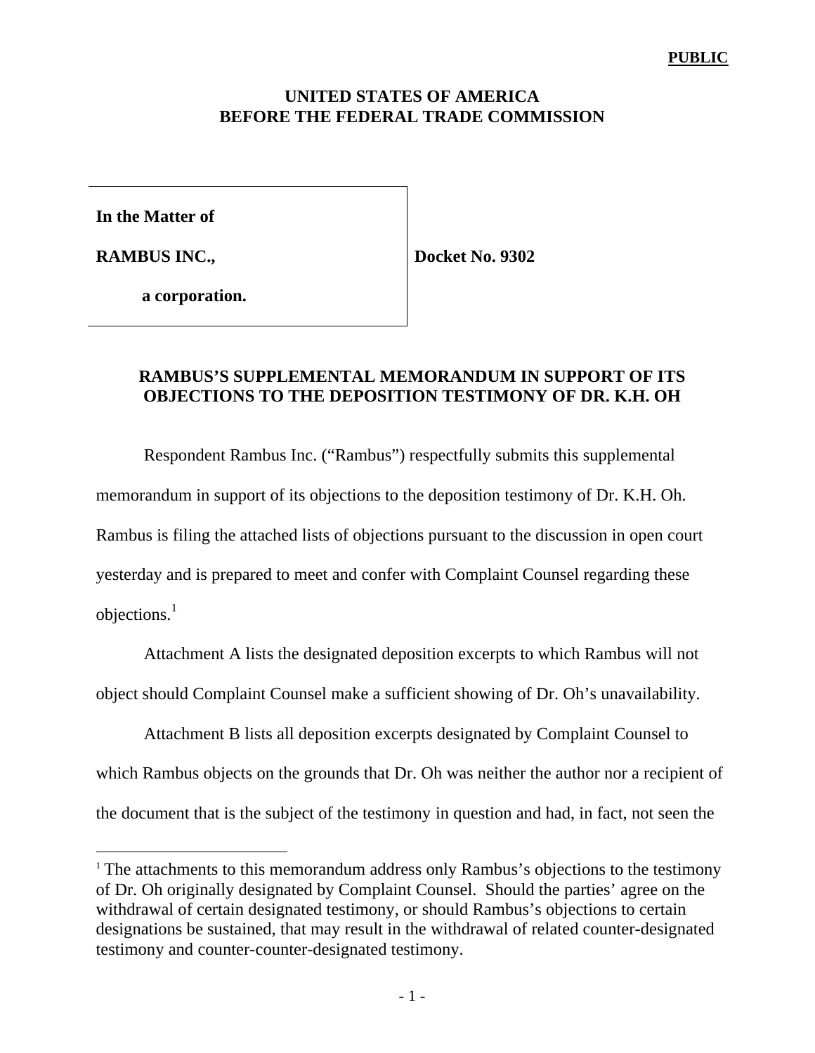**PUBLIC**

**UNITED STATES OF AMERICA**
**BEFORE THE FEDERAL TRADE COMMISSION**

| | |
|---|---|
| **In the Matter of** | |
| **RAMBUS INC.,** | **Docket No. 9302** |
| **a corporation.** | |

## RAMBUS'S SUPPLEMENTAL MEMORANDUM IN SUPPORT OF ITS OBJECTIONS TO THE DEPOSITION TESTIMONY OF DR. K.H. OH

Respondent Rambus Inc. ("Rambus") respectfully submits this supplemental memorandum in support of its objections to the deposition testimony of Dr. K.H. Oh. Rambus is filing the attached lists of objections pursuant to the discussion in open court yesterday and is prepared to meet and confer with Complaint Counsel regarding these objections.[1]

Attachment A lists the designated deposition excerpts to which Rambus will not object should Complaint Counsel make a sufficient showing of Dr. Oh's unavailability.

Attachment B lists all deposition excerpts designated by Complaint Counsel to which Rambus objects on the grounds that Dr. Oh was neither the author nor a recipient of the document that is the subject of the testimony in question and had, in fact, not seen the

[1] The attachments to this memorandum address only Rambus's objections to the testimony of Dr. Oh originally designated by Complaint Counsel. Should the parties' agree on the withdrawal of certain designated testimony, or should Rambus's objections to certain designations be sustained, that may result in the withdrawal of related counter-designated testimony and counter-counter-designated testimony.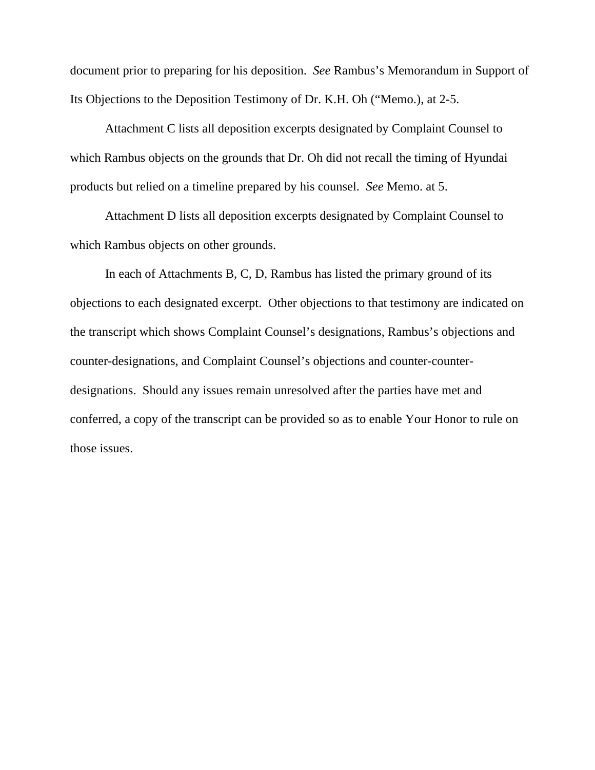document prior to preparing for his deposition. *See* Rambus's Memorandum in Support of Its Objections to the Deposition Testimony of Dr. K.H. Oh ("Memo.), at 2-5.

Attachment C lists all deposition excerpts designated by Complaint Counsel to which Rambus objects on the grounds that Dr. Oh did not recall the timing of Hyundai products but relied on a timeline prepared by his counsel. *See* Memo. at 5.

Attachment D lists all deposition excerpts designated by Complaint Counsel to which Rambus objects on other grounds.

In each of Attachments B, C, D, Rambus has listed the primary ground of its objections to each designated excerpt. Other objections to that testimony are indicated on the transcript which shows Complaint Counsel's designations, Rambus's objections and counter-designations, and Complaint Counsel's objections and counter-counter-designations. Should any issues remain unresolved after the parties have met and conferred, a copy of the transcript can be provided so as to enable Your Honor to rule on those issues.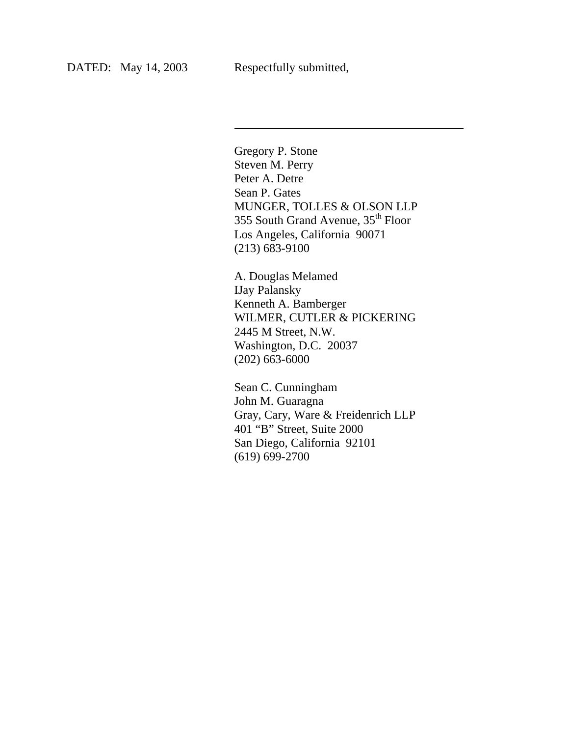DATED: May 14, 2003 Respectfully submitted,

\_\_\_\_\_\_\_\_\_\_\_\_\_\_\_\_\_\_\_\_\_\_\_\_\_\_\_\_\_\_\_\_\_\_\_\_\_\_\_\_

Gregory P. Stone
Steven M. Perry
Peter A. Detre
Sean P. Gates
MUNGER, TOLLES & OLSON LLP
355 South Grand Avenue, 35th Floor
Los Angeles, California 90071
(213) 683-9100

A. Douglas Melamed
IJay Palansky
Kenneth A. Bamberger
WILMER, CUTLER & PICKERING
2445 M Street, N.W.
Washington, D.C. 20037
(202) 663-6000

Sean C. Cunningham
John M. Guaragna
Gray, Cary, Ware & Freidenrich LLP
401 "B" Street, Suite 2000
San Diego, California 92101
(619) 699-2700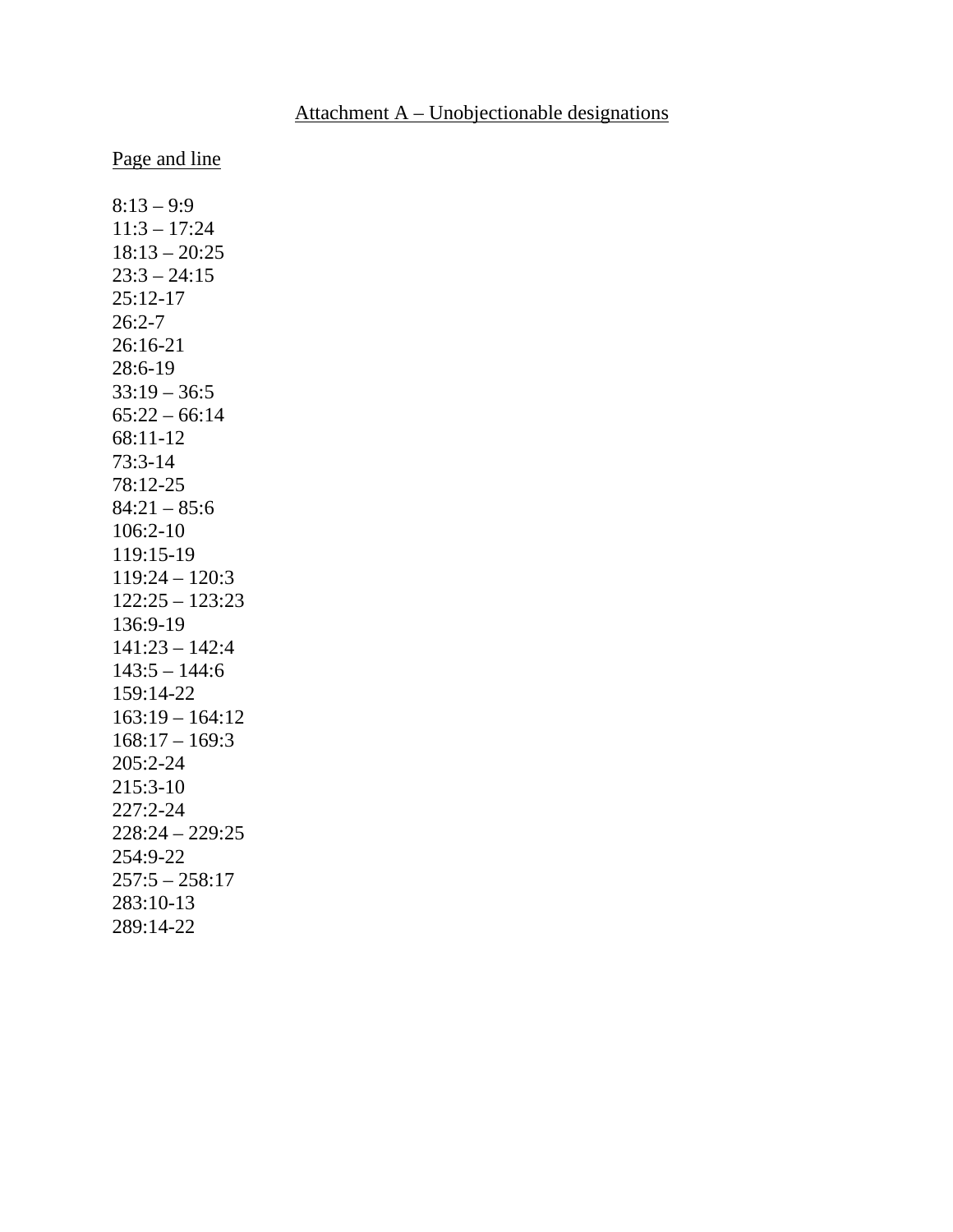Attachment A – Unobjectionable designations

Page and line

8:13 – 9:9
11:3 – 17:24
18:13 – 20:25
23:3 – 24:15
25:12-17
26:2-7
26:16-21
28:6-19
33:19 – 36:5
65:22 – 66:14
68:11-12
73:3-14
78:12-25
84:21 – 85:6
106:2-10
119:15-19
119:24 – 120:3
122:25 – 123:23
136:9-19
141:23 – 142:4
143:5 – 144:6
159:14-22
163:19 – 164:12
168:17 – 169:3
205:2-24
215:3-10
227:2-24
228:24 – 229:25
254:9-22
257:5 – 258:17
283:10-13
289:14-22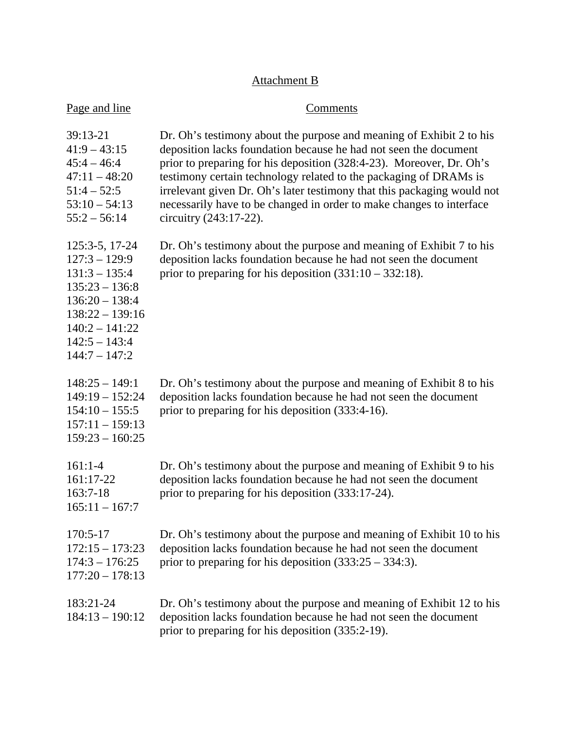<u>Attachment B</u>

| <u>Page and line</u> | <u>Comments</u> |
|---|---|
| 39:13-21<br>41:9 – 43:15<br>45:4 – 46:4<br>47:11 – 48:20<br>51:4 – 52:5<br>53:10 – 54:13<br>55:2 – 56:14 | Dr. Oh's testimony about the purpose and meaning of Exhibit 2 to his deposition lacks foundation because he had not seen the document prior to preparing for his deposition (328:4-23). Moreover, Dr. Oh's testimony certain technology related to the packaging of DRAMs is irrelevant given Dr. Oh's later testimony that this packaging would not necessarily have to be changed in order to make changes to interface circuitry (243:17-22). |
| 125:3-5, 17-24<br>127:3 – 129:9<br>131:3 – 135:4<br>135:23 – 136:8<br>136:20 – 138:4<br>138:22 – 139:16<br>140:2 – 141:22<br>142:5 – 143:4<br>144:7 – 147:2 | Dr. Oh's testimony about the purpose and meaning of Exhibit 7 to his deposition lacks foundation because he had not seen the document prior to preparing for his deposition (331:10 – 332:18). |
| 148:25 – 149:1<br>149:19 – 152:24<br>154:10 – 155:5<br>157:11 – 159:13<br>159:23 – 160:25 | Dr. Oh's testimony about the purpose and meaning of Exhibit 8 to his deposition lacks foundation because he had not seen the document prior to preparing for his deposition (333:4-16). |
| 161:1-4<br>161:17-22<br>163:7-18<br>165:11 – 167:7 | Dr. Oh's testimony about the purpose and meaning of Exhibit 9 to his deposition lacks foundation because he had not seen the document prior to preparing for his deposition (333:17-24). |
| 170:5-17<br>172:15 – 173:23<br>174:3 – 176:25<br>177:20 – 178:13 | Dr. Oh's testimony about the purpose and meaning of Exhibit 10 to his deposition lacks foundation because he had not seen the document prior to preparing for his deposition (333:25 – 334:3). |
| 183:21-24<br>184:13 – 190:12 | Dr. Oh's testimony about the purpose and meaning of Exhibit 12 to his deposition lacks foundation because he had not seen the document prior to preparing for his deposition (335:2-19). |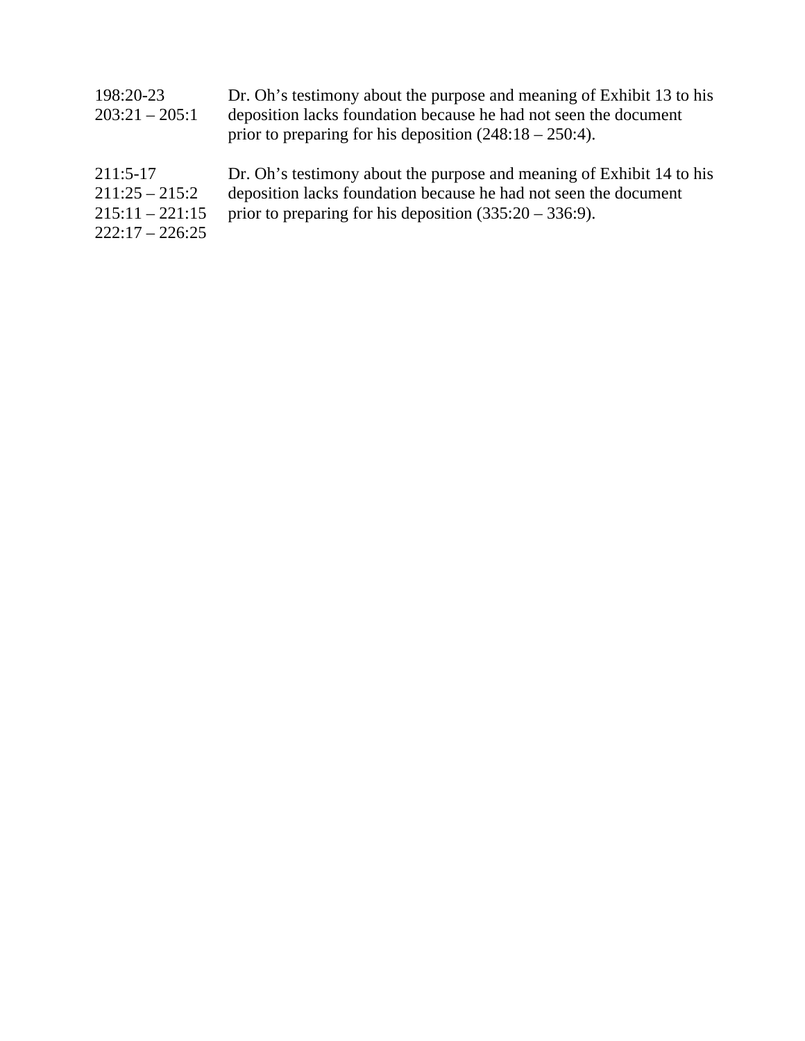| | |
|---|---|
| 198:20-23<br>203:21 – 205:1 | Dr. Oh’s testimony about the purpose and meaning of Exhibit 13 to his deposition lacks foundation because he had not seen the document prior to preparing for his deposition (248:18 – 250:4). |
| 211:5-17<br>211:25 – 215:2<br>215:11 – 221:15<br>222:17 – 226:25 | Dr. Oh’s testimony about the purpose and meaning of Exhibit 14 to his deposition lacks foundation because he had not seen the document prior to preparing for his deposition (335:20 – 336:9). |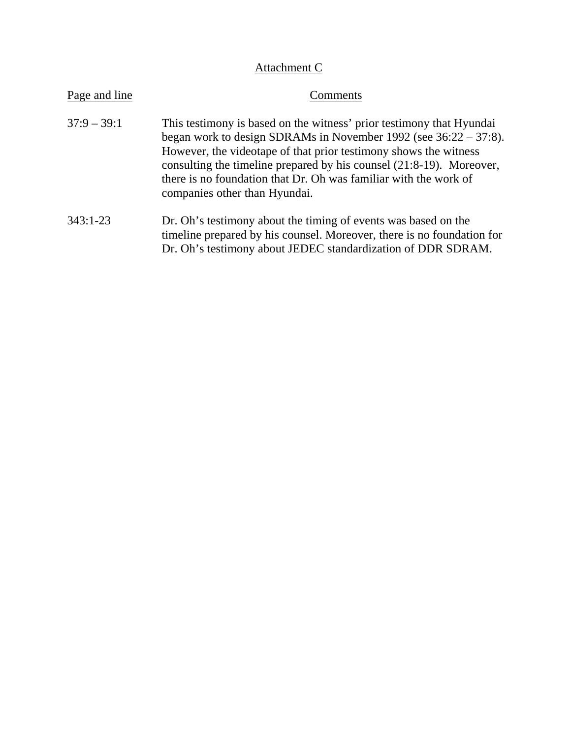Attachment C

| Page and line | Comments |
| --- | --- |
| 37:9 – 39:1 | This testimony is based on the witness' prior testimony that Hyundai began work to design SDRAMs in November 1992 (see 36:22 – 37:8). However, the videotape of that prior testimony shows the witness consulting the timeline prepared by his counsel (21:8-19). Moreover, there is no foundation that Dr. Oh was familiar with the work of companies other than Hyundai. |
| 343:1-23 | Dr. Oh's testimony about the timing of events was based on the timeline prepared by his counsel. Moreover, there is no foundation for Dr. Oh's testimony about JEDEC standardization of DDR SDRAM. |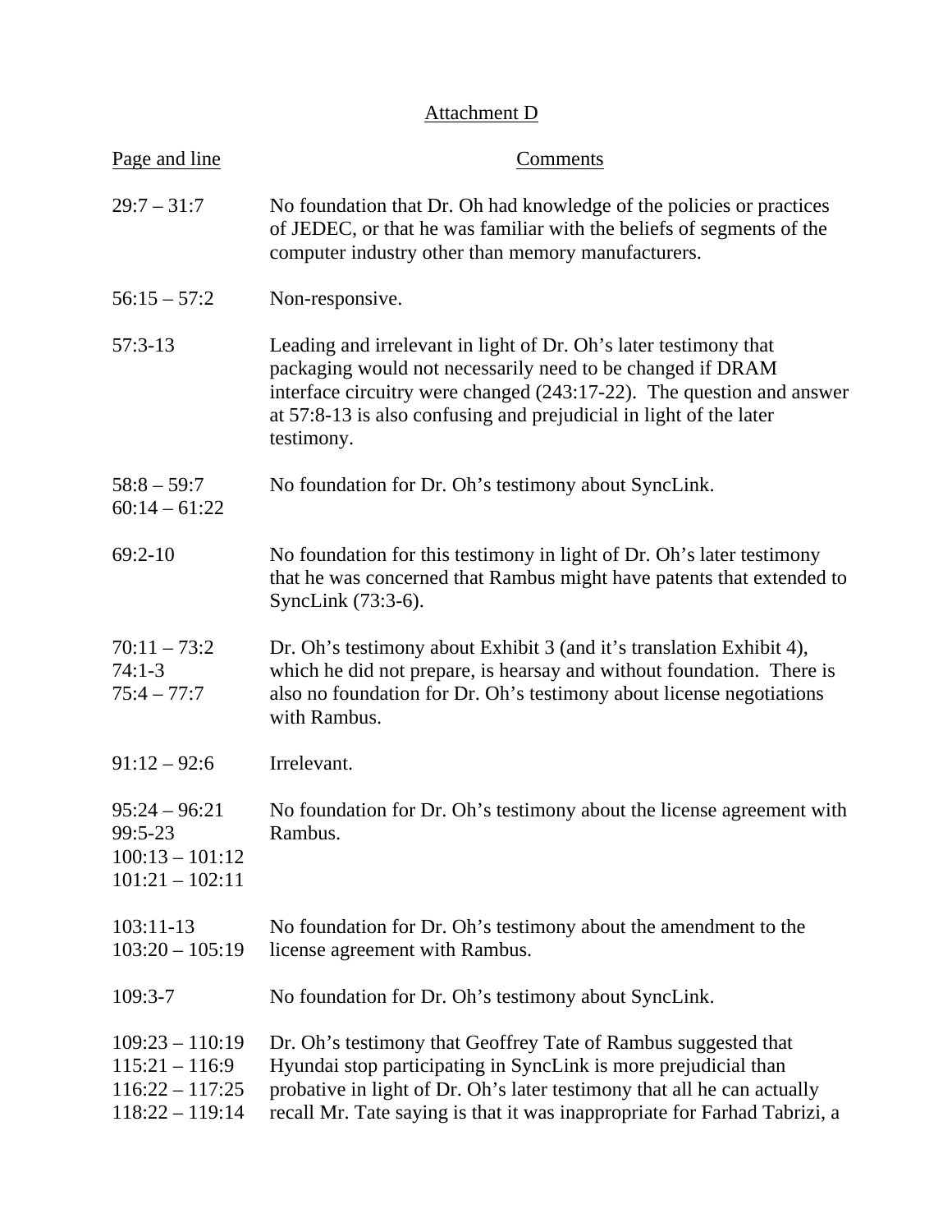Attachment D

| Page and line | Comments |
|---|---|
| 29:7 – 31:7 | No foundation that Dr. Oh had knowledge of the policies or practices of JEDEC, or that he was familiar with the beliefs of segments of the computer industry other than memory manufacturers. |
| 56:15 – 57:2 | Non-responsive. |
| 57:3-13 | Leading and irrelevant in light of Dr. Oh's later testimony that packaging would not necessarily need to be changed if DRAM interface circuitry were changed (243:17-22). The question and answer at 57:8-13 is also confusing and prejudicial in light of the later testimony. |
| 58:8 – 59:7<br>60:14 – 61:22 | No foundation for Dr. Oh's testimony about SyncLink. |
| 69:2-10 | No foundation for this testimony in light of Dr. Oh's later testimony that he was concerned that Rambus might have patents that extended to SyncLink (73:3-6). |
| 70:11 – 73:2<br>74:1-3<br>75:4 – 77:7 | Dr. Oh's testimony about Exhibit 3 (and it's translation Exhibit 4), which he did not prepare, is hearsay and without foundation. There is also no foundation for Dr. Oh's testimony about license negotiations with Rambus. |
| 91:12 – 92:6 | Irrelevant. |
| 95:24 – 96:21<br>99:5-23<br>100:13 – 101:12<br>101:21 – 102:11 | No foundation for Dr. Oh's testimony about the license agreement with Rambus. |
| 103:11-13<br>103:20 – 105:19 | No foundation for Dr. Oh's testimony about the amendment to the license agreement with Rambus. |
| 109:3-7 | No foundation for Dr. Oh's testimony about SyncLink. |
| 109:23 – 110:19<br>115:21 – 116:9<br>116:22 – 117:25<br>118:22 – 119:14 | Dr. Oh's testimony that Geoffrey Tate of Rambus suggested that Hyundai stop participating in SyncLink is more prejudicial than probative in light of Dr. Oh's later testimony that all he can actually recall Mr. Tate saying is that it was inappropriate for Farhad Tabrizi, a |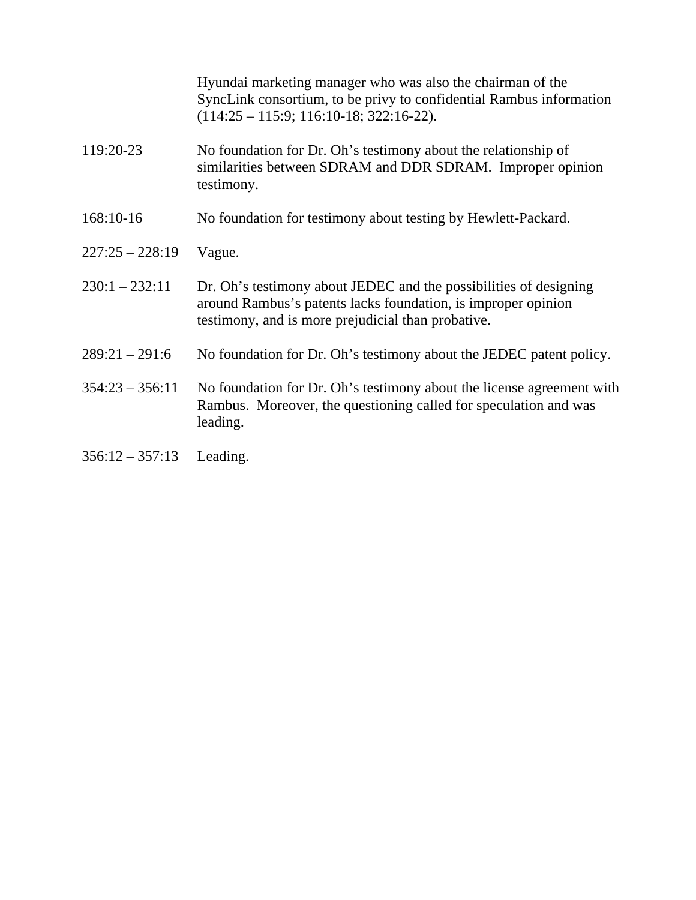| | |
|---|---|
| | Hyundai marketing manager who was also the chairman of the SyncLink consortium, to be privy to confidential Rambus information (114:25 – 115:9; 116:10-18; 322:16-22). |
| 119:20-23 | No foundation for Dr. Oh’s testimony about the relationship of similarities between SDRAM and DDR SDRAM. Improper opinion testimony. |
| 168:10-16 | No foundation for testimony about testing by Hewlett-Packard. |
| 227:25 – 228:19 | Vague. |
| 230:1 – 232:11 | Dr. Oh’s testimony about JEDEC and the possibilities of designing around Rambus’s patents lacks foundation, is improper opinion testimony, and is more prejudicial than probative. |
| 289:21 – 291:6 | No foundation for Dr. Oh’s testimony about the JEDEC patent policy. |
| 354:23 – 356:11 | No foundation for Dr. Oh’s testimony about the license agreement with Rambus. Moreover, the questioning called for speculation and was leading. |
| 356:12 – 357:13 | Leading. |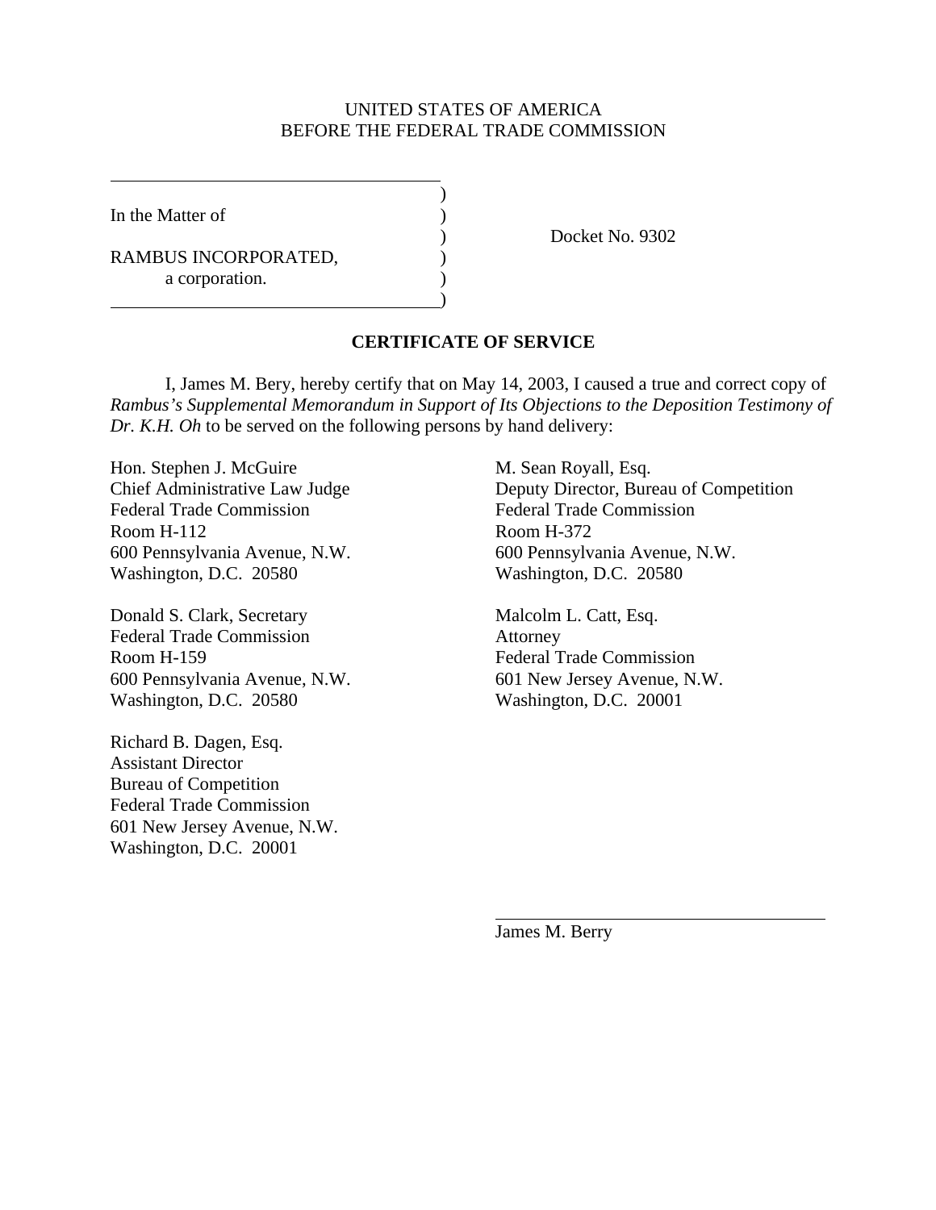UNITED STATES OF AMERICA
BEFORE THE FEDERAL TRADE COMMISSION

| | |
|---|---|
| In the Matter of<br><br>RAMBUS INCORPORATED,<br>a corporation. | Docket No. 9302 |

## CERTIFICATE OF SERVICE

I, James M. Bery, hereby certify that on May 14, 2003, I caused a true and correct copy of *Rambus's Supplemental Memorandum in Support of Its Objections to the Deposition Testimony of Dr. K.H. Oh* to be served on the following persons by hand delivery:

Hon. Stephen J. McGuire
Chief Administrative Law Judge
Federal Trade Commission
Room H-112
600 Pennsylvania Avenue, N.W.
Washington, D.C. 20580

Donald S. Clark, Secretary
Federal Trade Commission
Room H-159
600 Pennsylvania Avenue, N.W.
Washington, D.C. 20580

Richard B. Dagen, Esq.
Assistant Director
Bureau of Competition
Federal Trade Commission
601 New Jersey Avenue, N.W.
Washington, D.C. 20001

M. Sean Royall, Esq.
Deputy Director, Bureau of Competition
Federal Trade Commission
Room H-372
600 Pennsylvania Avenue, N.W.
Washington, D.C. 20580

Malcolm L. Catt, Esq.
Attorney
Federal Trade Commission
601 New Jersey Avenue, N.W.
Washington, D.C. 20001

James M. Berry